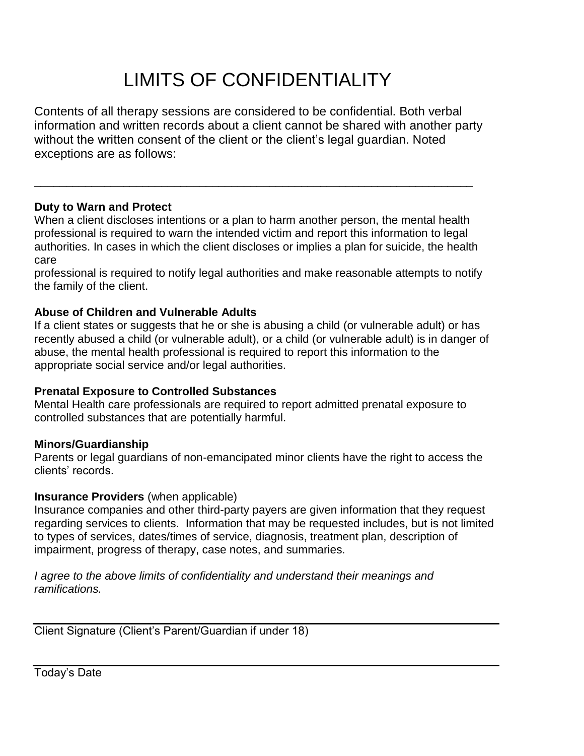# LIMITS OF CONFIDENTIALITY

Contents of all therapy sessions are considered to be confidential. Both verbal information and written records about a client cannot be shared with another party without the written consent of the client or the client's legal guardian. Noted exceptions are as follows:

---

**Duty to Warn and Protect**
When a client discloses intentions or a plan to harm another person, the mental health professional is required to warn the intended victim and report this information to legal authorities. In cases in which the client discloses or implies a plan for suicide, the health care professional is required to notify legal authorities and make reasonable attempts to notify the family of the client.

**Abuse of Children and Vulnerable Adults**
If a client states or suggests that he or she is abusing a child (or vulnerable adult) or has recently abused a child (or vulnerable adult), or a child (or vulnerable adult) is in danger of abuse, the mental health professional is required to report this information to the appropriate social service and/or legal authorities.

**Prenatal Exposure to Controlled Substances**
Mental Health care professionals are required to report admitted prenatal exposure to controlled substances that are potentially harmful.

**Minors/Guardianship**
Parents or legal guardians of non-emancipated minor clients have the right to access the clients' records.

**Insurance Providers** (when applicable)
Insurance companies and other third-party payers are given information that they request regarding services to clients. Information that may be requested includes, but is not limited to types of services, dates/times of service, diagnosis, treatment plan, description of impairment, progress of therapy, case notes, and summaries.

*I agree to the above limits of confidentiality and understand their meanings and ramifications.*

______________________________________________
Client Signature (Client's Parent/Guardian if under 18)

______________________________________________
Today's Date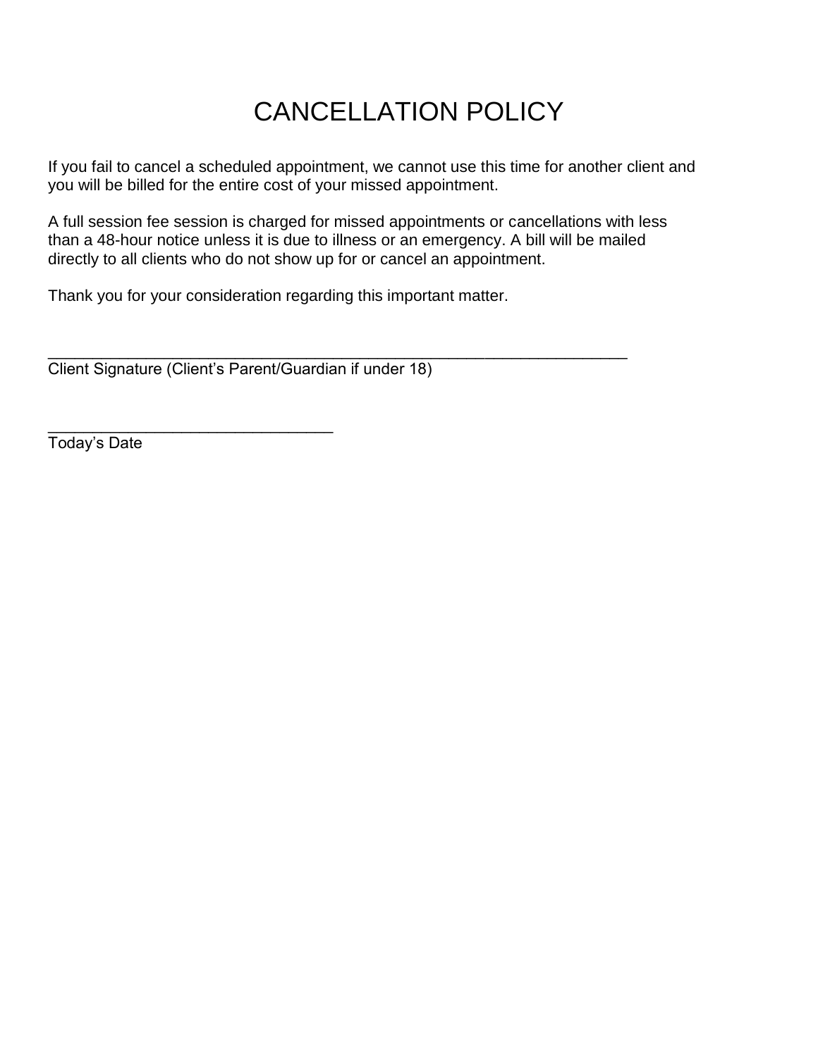# CANCELLATION POLICY

If you fail to cancel a scheduled appointment, we cannot use this time for another client and you will be billed for the entire cost of your missed appointment.

A full session fee session is charged for missed appointments or cancellations with less than a 48-hour notice unless it is due to illness or an emergency. A bill will be mailed directly to all clients who do not show up for or cancel an appointment.

Thank you for your consideration regarding this important matter.

_________________________________________________________________
Client Signature (Client's Parent/Guardian if under 18)

________________________________
Today's Date